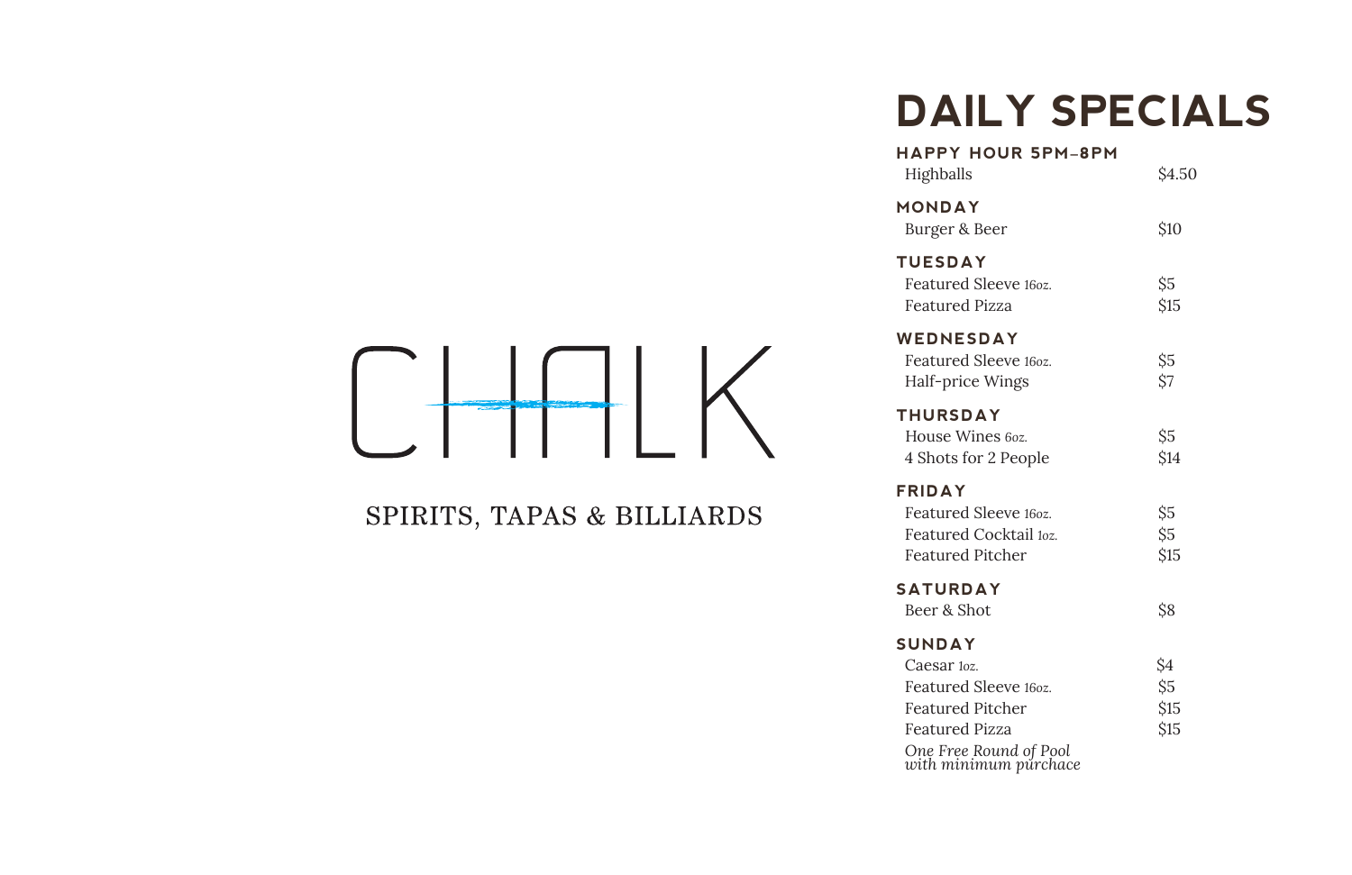# CHALK

SPIRITS, TAPAS & BILLIARDS

# DAILY SPECIALS

## HAPPY HOUR 5PM–8PM

| Item | Price |
|---|---|
| Highballs | $4.50 |

## MONDAY

| Item | Price |
|---|---|
| Burger & Beer | $10 |

## TUESDAY

| Item | Price |
|---|---|
| Featured Sleeve 16oz. | $5 |
| Featured Pizza | $15 |

## WEDNESDAY

| Item | Price |
|---|---|
| Featured Sleeve 16oz. | $5 |
| Half-price Wings | $7 |

## THURSDAY

| Item | Price |
|---|---|
| House Wines 6oz. | $5 |
| 4 Shots for 2 People | $14 |

## FRIDAY

| Item | Price |
|---|---|
| Featured Sleeve 16oz. | $5 |
| Featured Cocktail 1oz. | $5 |
| Featured Pitcher | $15 |

## SATURDAY

| Item | Price |
|---|---|
| Beer & Shot | $8 |

## SUNDAY

| Item | Price |
|---|---|
| Caesar 1oz. | $4 |
| Featured Sleeve 16oz. | $5 |
| Featured Pitcher | $15 |
| Featured Pizza | $15 |

*One Free Round of Pool with minimum purchace*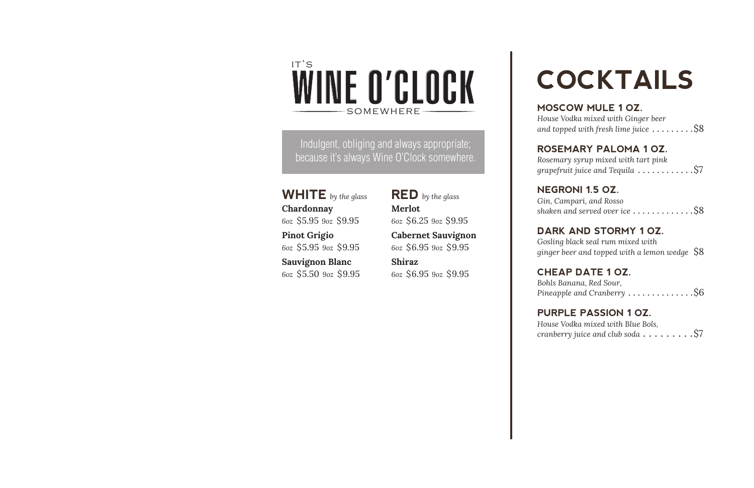IT'S

# WINE O'CLOCK

SOMEWHERE

Indulgent, obliging and always appropriate; because it's always Wine O'Clock somewhere.

## WHITE *by the glass*

**Chardonnay**
6oz $5.95 9oz $9.95

**Pinot Grigio**
6oz $5.95 9oz $9.95

**Sauvignon Blanc**
6oz $5.50 9oz $9.95

## RED *by the glass*

**Merlot**
6oz $6.25 9oz $9.95

**Cabernet Sauvignon**
6oz $6.95 9oz $9.95

**Shiraz**
6oz $6.95 9oz $9.95

# COCKTAILS

### MOSCOW MULE 1 OZ.

*House Vodka mixed with Ginger beer and topped with fresh lime juice* . . . . . . . . . $8

### ROSEMARY PALOMA 1 OZ.

*Rosemary syrup mixed with tart pink grapefruit juice and Tequila* . . . . . . . . . . . $7

### NEGRONI 1.5 OZ.

*Gin, Campari, and Rosso shaken and served over ice* . . . . . . . . . . . . . $8

### DARK AND STORMY 1 OZ.

*Gosling black seal rum mixed with ginger beer and topped with a lemon wedge* $8

### CHEAP DATE 1 OZ.

*Bohls Banana, Red Sour, Pineapple and Cranberry* . . . . . . . . . . . . . . $6

### PURPLE PASSION 1 OZ.

*House Vodka mixed with Blue Bols, cranberry juice and club soda* . . . . . . . . . $7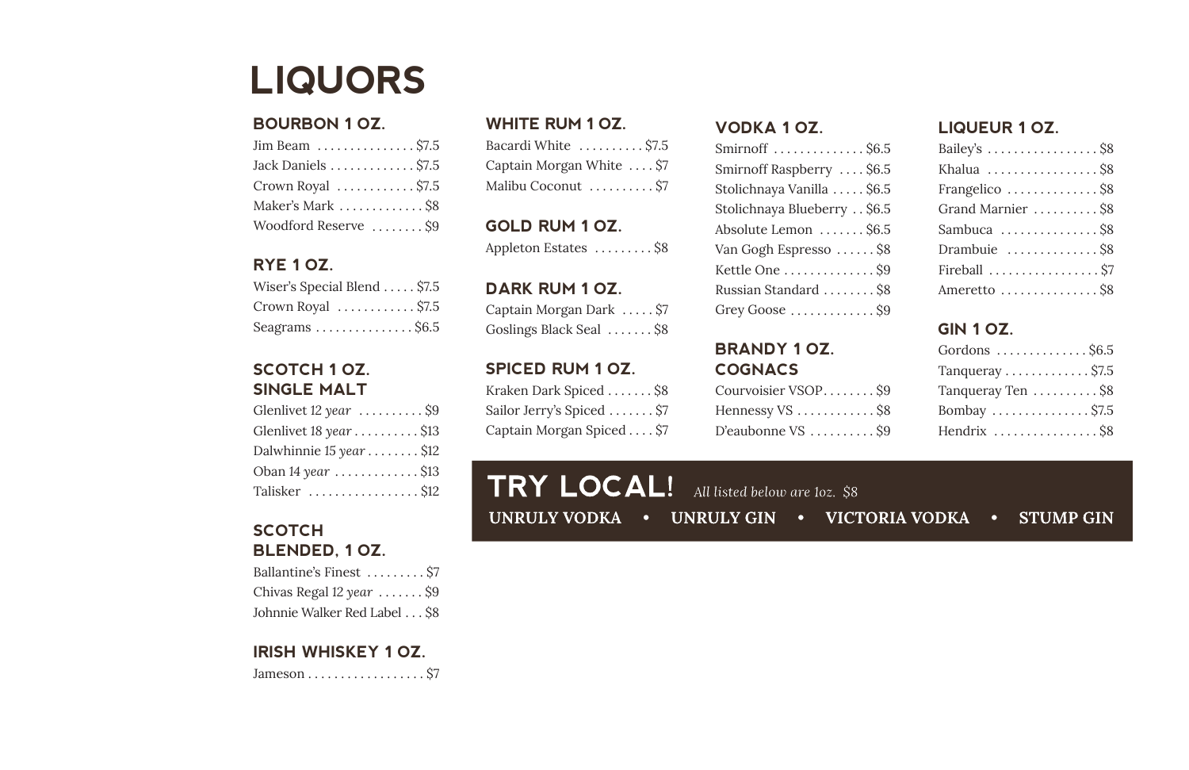# LIQUORS

## BOURBON 1 OZ.

Jim Beam ............... $7.5
Jack Daniels ............. $7.5
Crown Royal ............ $7.5
Maker's Mark ............. $8
Woodford Reserve ........ $9

## RYE 1 OZ.

Wiser's Special Blend ..... $7.5
Crown Royal ............ $7.5
Seagrams ............... $6.5

## SCOTCH 1 OZ. SINGLE MALT

Glenlivet 12 *year* .......... $9
Glenlivet 18 *year* .......... $13
Dalwhinnie 15 *year* ........ $12
Oban 14 *year* ............. $13
Talisker ................. $12

## SCOTCH BLENDED, 1 OZ.

Ballantine's Finest ......... $7
Chivas Regal 12 *year* ....... $9
Johnnie Walker Red Label ... $8

## IRISH WHISKEY 1 OZ.

Jameson .................. $7

## WHITE RUM 1 OZ.

Bacardi White .......... $7.5
Captain Morgan White .... $7
Malibu Coconut .......... $7

## GOLD RUM 1 OZ.

Appleton Estates ......... $8

## DARK RUM 1 OZ.

Captain Morgan Dark ..... $7
Goslings Black Seal ....... $8

## SPICED RUM 1 OZ.

Kraken Dark Spiced ....... $8
Sailor Jerry's Spiced ....... $7
Captain Morgan Spiced .... $7

## VODKA 1 OZ.

Smirnoff .............. $6.5
Smirnoff Raspberry .... $6.5
Stolichnaya Vanilla ..... $6.5
Stolichnaya Blueberry .. $6.5
Absolute Lemon ....... $6.5
Van Gogh Espresso ...... $8
Kettle One .............. $9
Russian Standard ........ $8
Grey Goose ............. $9

## BRANDY 1 OZ. COGNACS

Courvoisier VSOP........ $9
Hennessy VS ............ $8
D'eaubonne VS .......... $9

## LIQUEUR 1 OZ.

Bailey's ................. $8
Khalua ................. $8
Frangelico .............. $8
Grand Marnier .......... $8
Sambuca ............... $8
Drambuie .............. $8
Fireball ................. $7
Ameretto ............... $8

## GIN 1 OZ.

Gordons .............. $6.5
Tanqueray ............. $7.5
Tanqueray Ten .......... $8
Bombay ............... $7.5
Hendrix ................ $8

## TRY LOCAL! *All listed below are 1oz. $8*

**UNRULY VODKA • UNRULY GIN • VICTORIA VODKA • STUMP GIN**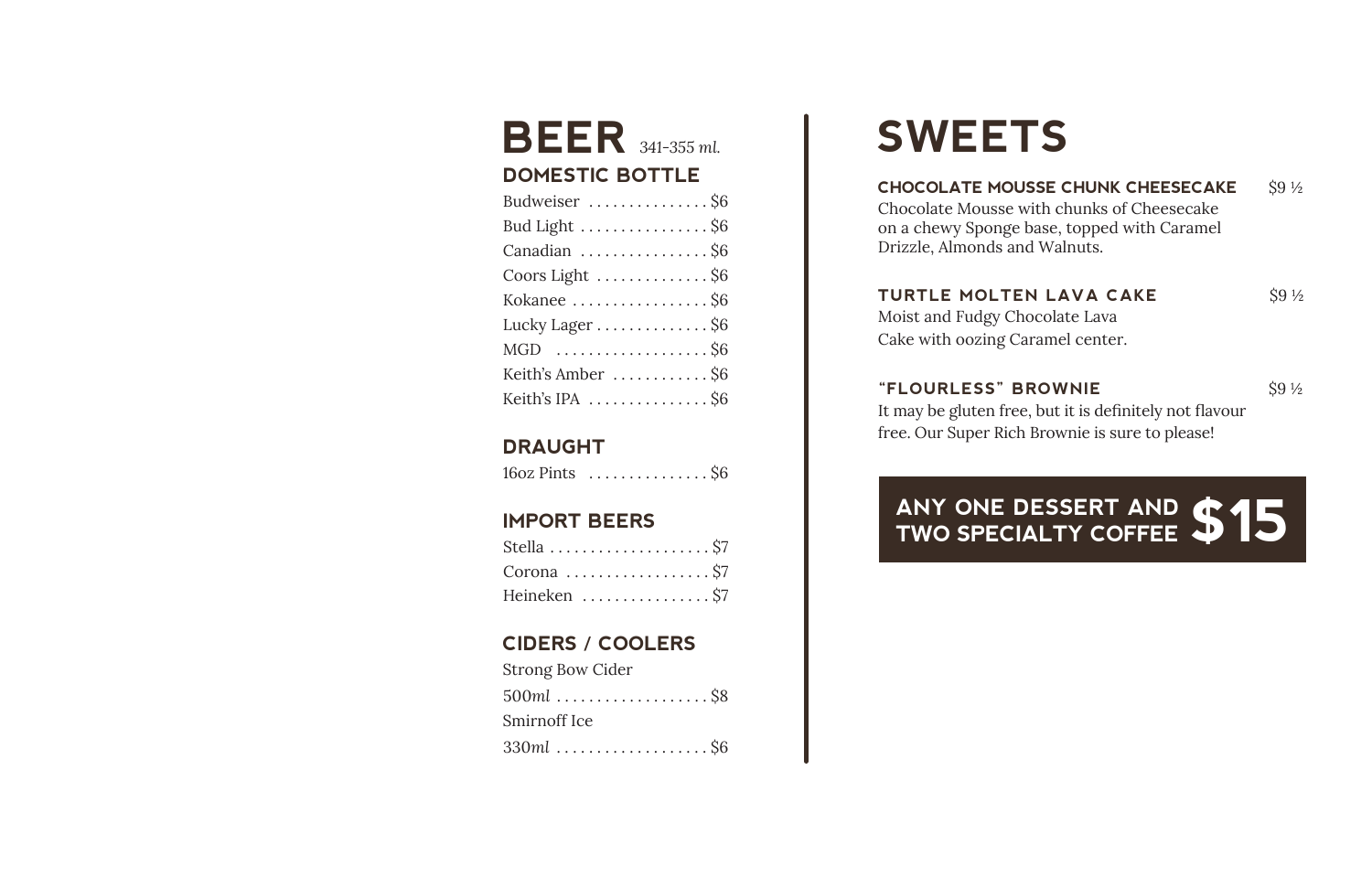# BEER *341-355 ml.*

## DOMESTIC BOTTLE

Budweiser . . . . . . . . . . . . . . . $6
Bud Light . . . . . . . . . . . . . . . . $6
Canadian . . . . . . . . . . . . . . . . $6
Coors Light . . . . . . . . . . . . . . $6
Kokanee . . . . . . . . . . . . . . . . . $6
Lucky Lager . . . . . . . . . . . . . . $6
MGD . . . . . . . . . . . . . . . . . . . $6
Keith's Amber . . . . . . . . . . . . $6
Keith's IPA . . . . . . . . . . . . . . . $6

## DRAUGHT

16oz Pints . . . . . . . . . . . . . . . $6

## IMPORT BEERS

Stella . . . . . . . . . . . . . . . . . . . . $7
Corona . . . . . . . . . . . . . . . . . . $7
Heineken . . . . . . . . . . . . . . . . $7

## CIDERS / COOLERS

Strong Bow Cider
500*ml* . . . . . . . . . . . . . . . . . . . $8
Smirnoff Ice
330*ml* . . . . . . . . . . . . . . . . . . . $6

# SWEETS

### CHOCOLATE MOUSSE CHUNK CHEESECAKE — $9 ½

Chocolate Mousse with chunks of Cheesecake on a chewy Sponge base, topped with Caramel Drizzle, Almonds and Walnuts.

### TURTLE MOLTEN LAVA CAKE — $9 ½

Moist and Fudgy Chocolate Lava Cake with oozing Caramel center.

### "FLOURLESS" BROWNIE — $9 ½

It may be gluten free, but it is definitely not flavour free. Our Super Rich Brownie is sure to please!

**ANY ONE DESSERT AND TWO SPECIALTY COFFEE $15**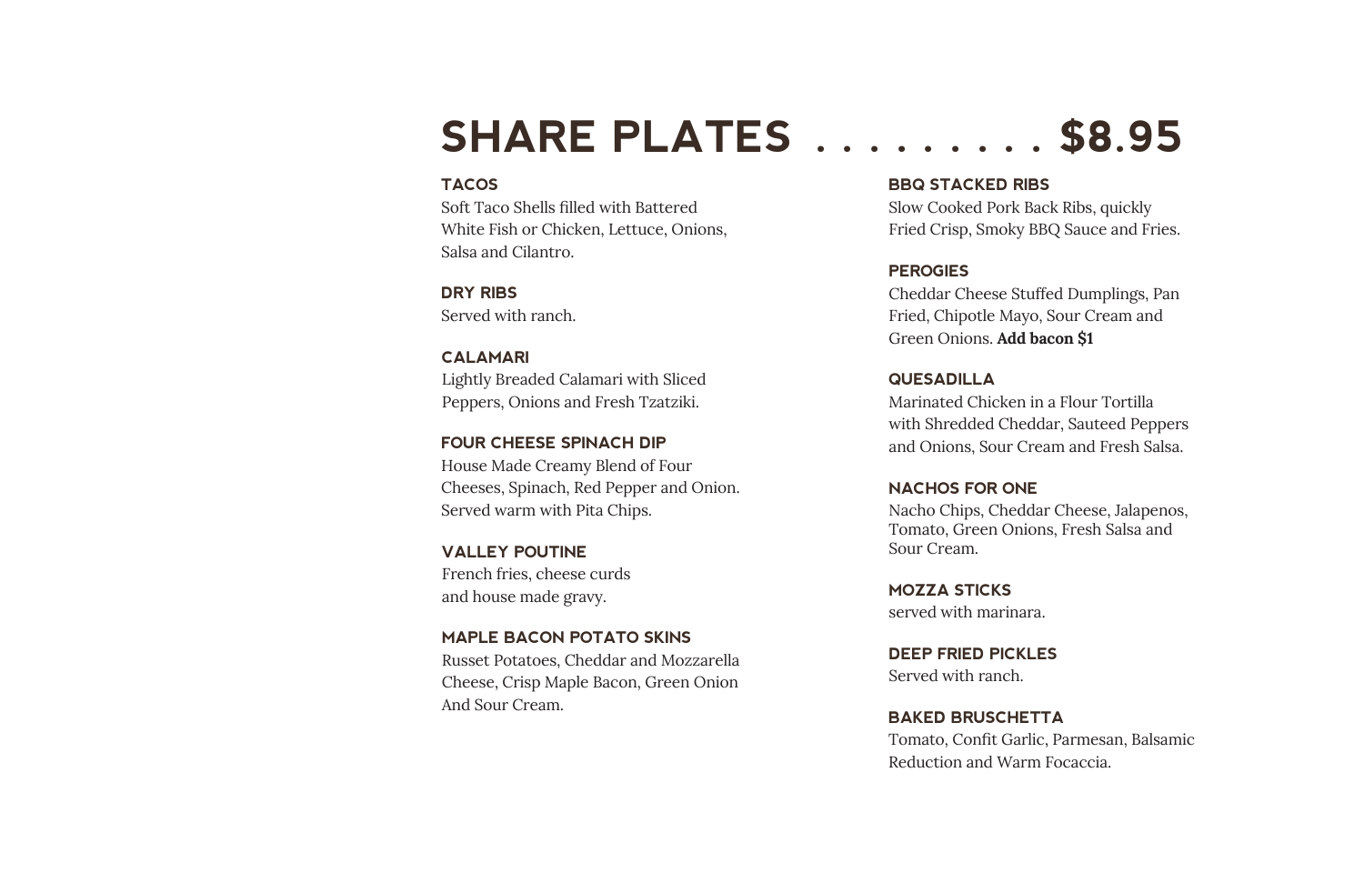# SHARE PLATES . . . . . . . . . $8.95

### TACOS
Soft Taco Shells filled with Battered White Fish or Chicken, Lettuce, Onions, Salsa and Cilantro.

### DRY RIBS
Served with ranch.

### CALAMARI
Lightly Breaded Calamari with Sliced Peppers, Onions and Fresh Tzatziki.

### FOUR CHEESE SPINACH DIP
House Made Creamy Blend of Four Cheeses, Spinach, Red Pepper and Onion. Served warm with Pita Chips.

### VALLEY POUTINE
French fries, cheese curds and house made gravy.

### MAPLE BACON POTATO SKINS
Russet Potatoes, Cheddar and Mozzarella Cheese, Crisp Maple Bacon, Green Onion And Sour Cream.

### BBQ STACKED RIBS
Slow Cooked Pork Back Ribs, quickly Fried Crisp, Smoky BBQ Sauce and Fries.

### PEROGIES
Cheddar Cheese Stuffed Dumplings, Pan Fried, Chipotle Mayo, Sour Cream and Green Onions. **Add bacon $1**

### QUESADILLA
Marinated Chicken in a Flour Tortilla with Shredded Cheddar, Sauteed Peppers and Onions, Sour Cream and Fresh Salsa.

### NACHOS FOR ONE
Nacho Chips, Cheddar Cheese, Jalapenos, Tomato, Green Onions, Fresh Salsa and Sour Cream.

### MOZZA STICKS
served with marinara.

### DEEP FRIED PICKLES
Served with ranch.

### BAKED BRUSCHETTA
Tomato, Confit Garlic, Parmesan, Balsamic Reduction and Warm Focaccia.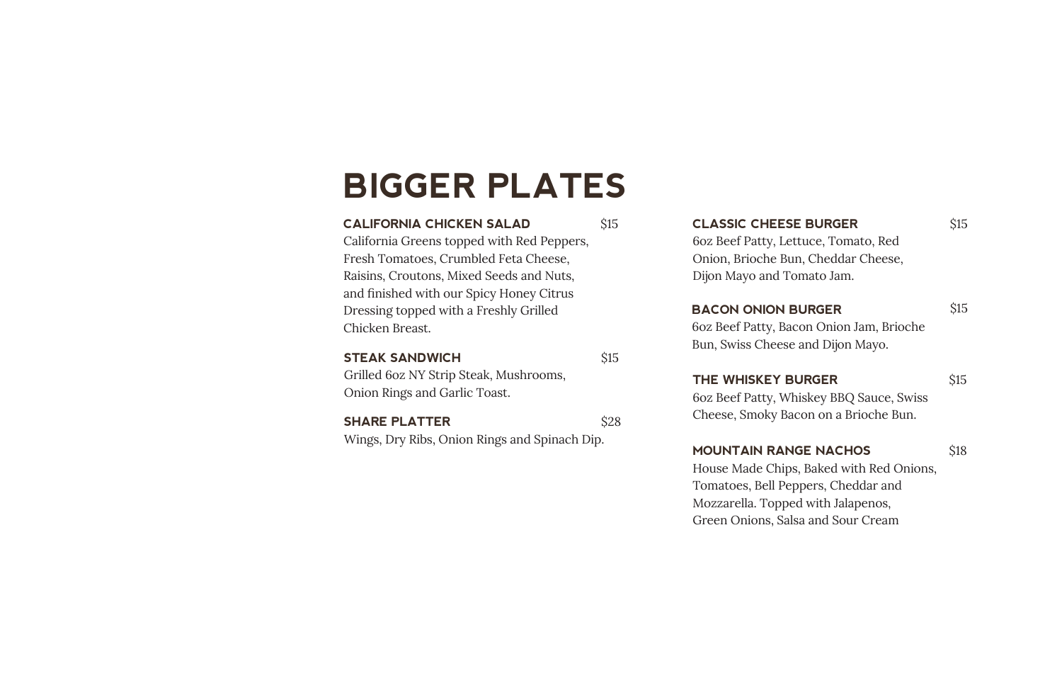# BIGGER PLATES

### CALIFORNIA CHICKEN SALAD $15
California Greens topped with Red Peppers, Fresh Tomatoes, Crumbled Feta Cheese, Raisins, Croutons, Mixed Seeds and Nuts, and finished with our Spicy Honey Citrus Dressing topped with a Freshly Grilled Chicken Breast.

### STEAK SANDWICH $15
Grilled 6oz NY Strip Steak, Mushrooms, Onion Rings and Garlic Toast.

### SHARE PLATTER $28
Wings, Dry Ribs, Onion Rings and Spinach Dip.

### CLASSIC CHEESE BURGER $15
6oz Beef Patty, Lettuce, Tomato, Red Onion, Brioche Bun, Cheddar Cheese, Dijon Mayo and Tomato Jam.

### BACON ONION BURGER $15
6oz Beef Patty, Bacon Onion Jam, Brioche Bun, Swiss Cheese and Dijon Mayo.

### THE WHISKEY BURGER $15
6oz Beef Patty, Whiskey BBQ Sauce, Swiss Cheese, Smoky Bacon on a Brioche Bun.

### MOUNTAIN RANGE NACHOS $18
House Made Chips, Baked with Red Onions, Tomatoes, Bell Peppers, Cheddar and Mozzarella. Topped with Jalapenos, Green Onions, Salsa and Sour Cream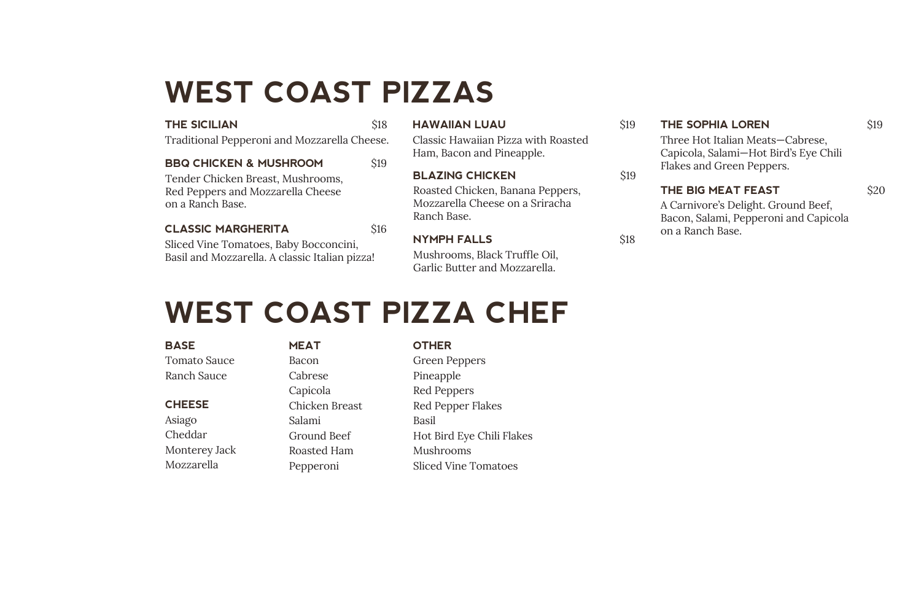# WEST COAST PIZZAS

**THE SICILIAN** $18
Traditional Pepperoni and Mozzarella Cheese.

**BBQ CHICKEN & MUSHROOM** $19
Tender Chicken Breast, Mushrooms, Red Peppers and Mozzarella Cheese on a Ranch Base.

**CLASSIC MARGHERITA** $16
Sliced Vine Tomatoes, Baby Bocconcini, Basil and Mozzarella. A classic Italian pizza!

**HAWAIIAN LUAU** $19
Classic Hawaiian Pizza with Roasted Ham, Bacon and Pineapple.

**BLAZING CHICKEN** $19
Roasted Chicken, Banana Peppers, Mozzarella Cheese on a Sriracha Ranch Base.

**NYMPH FALLS** $18
Mushrooms, Black Truffle Oil, Garlic Butter and Mozzarella.

**THE SOPHIA LOREN** $19
Three Hot Italian Meats—Cabrese, Capicola, Salami—Hot Bird's Eye Chili Flakes and Green Peppers.

**THE BIG MEAT FEAST** $20
A Carnivore's Delight. Ground Beef, Bacon, Salami, Pepperoni and Capicola on a Ranch Base.

# WEST COAST PIZZA CHEF

**BASE**
Tomato Sauce
Ranch Sauce

**CHEESE**
Asiago
Cheddar
Monterey Jack
Mozzarella

**MEAT**
Bacon
Cabrese
Capicola
Chicken Breast
Salami
Ground Beef
Roasted Ham
Pepperoni

**OTHER**
Green Peppers
Pineapple
Red Peppers
Red Pepper Flakes
Basil
Hot Bird Eye Chili Flakes
Mushrooms
Sliced Vine Tomatoes